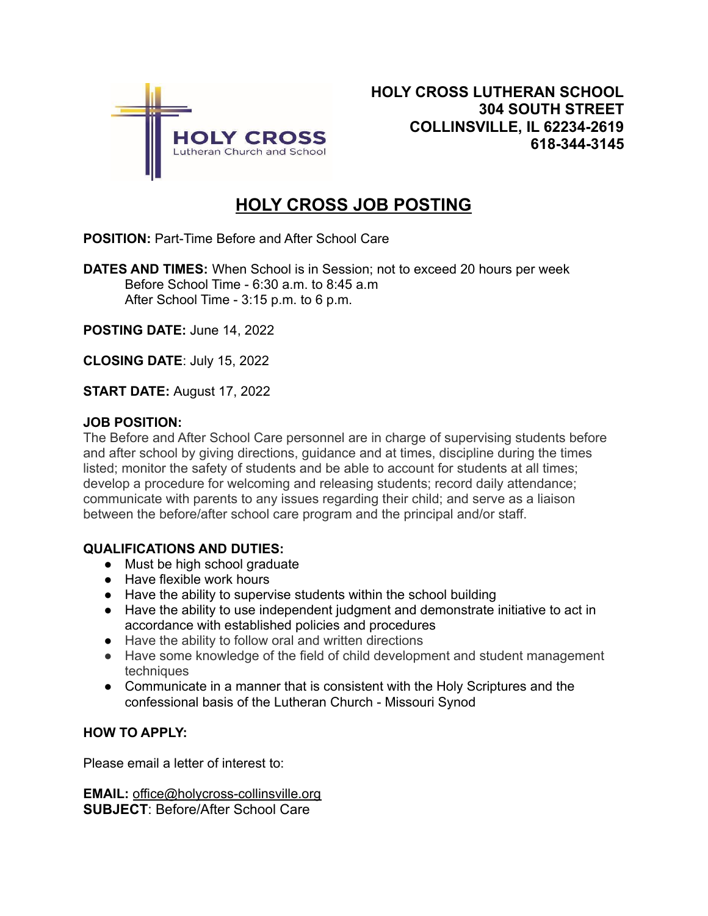HOLY CROSS Lutheran Church and School

**HOLY CROSS LUTHERAN SCHOOL**
**304 SOUTH STREET**
**COLLINSVILLE, IL 62234-2619**
**618-344-3145**

# HOLY CROSS JOB POSTING

**POSITION:** Part-Time Before and After School Care

**DATES AND TIMES:** When School is in Session; not to exceed 20 hours per week
Before School Time - 6:30 a.m. to 8:45 a.m
After School Time - 3:15 p.m. to 6 p.m.

**POSTING DATE:** June 14, 2022

**CLOSING DATE**: July 15, 2022

**START DATE:** August 17, 2022

**JOB POSITION:**

The Before and After School Care personnel are in charge of supervising students before and after school by giving directions, guidance and at times, discipline during the times listed; monitor the safety of students and be able to account for students at all times; develop a procedure for welcoming and releasing students; record daily attendance; communicate with parents to any issues regarding their child; and serve as a liaison between the before/after school care program and the principal and/or staff.

**QUALIFICATIONS AND DUTIES:**

- Must be high school graduate
- Have flexible work hours
- Have the ability to supervise students within the school building
- Have the ability to use independent judgment and demonstrate initiative to act in accordance with established policies and procedures
- Have the ability to follow oral and written directions
- Have some knowledge of the field of child development and student management techniques
- Communicate in a manner that is consistent with the Holy Scriptures and the confessional basis of the Lutheran Church - Missouri Synod

**HOW TO APPLY:**

Please email a letter of interest to:

**EMAIL:** office@holycross-collinsville.org
**SUBJECT**: Before/After School Care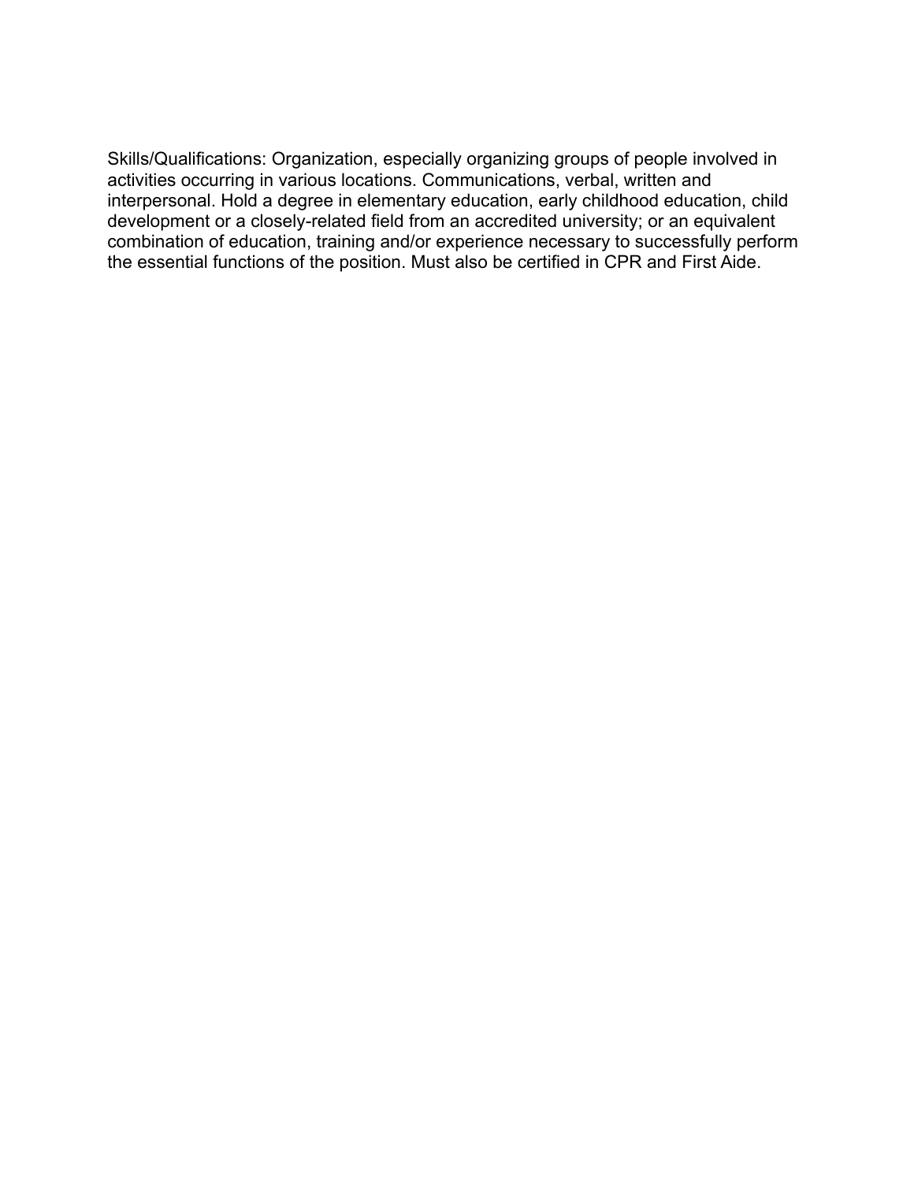Skills/Qualifications: Organization, especially organizing groups of people involved in activities occurring in various locations. Communications, verbal, written and interpersonal. Hold a degree in elementary education, early childhood education, child development or a closely-related field from an accredited university; or an equivalent combination of education, training and/or experience necessary to successfully perform the essential functions of the position. Must also be certified in CPR and First Aide.